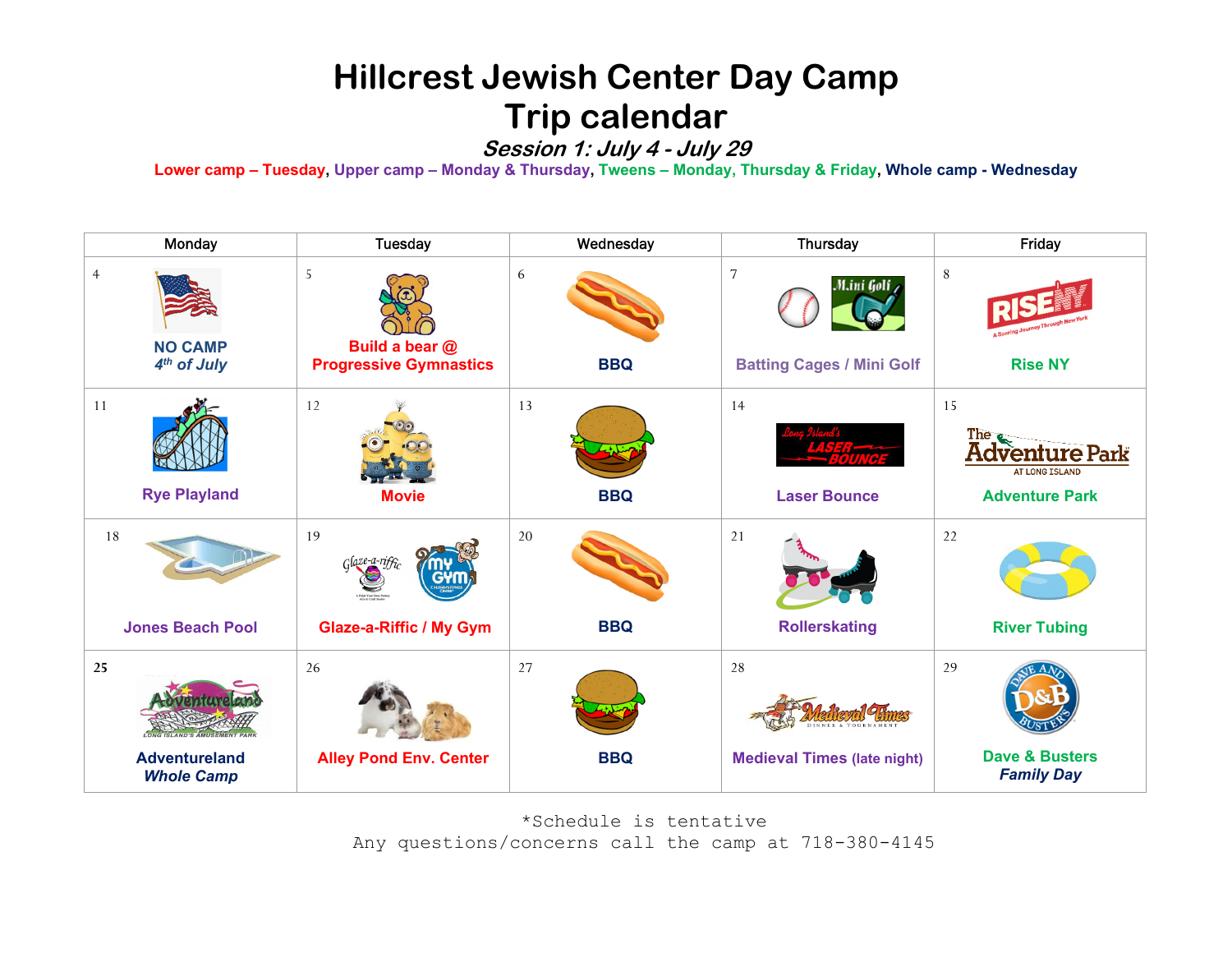# Hillcrest Jewish Center Day Camp
# Trip calendar

### *Session 1: July 4 - July 29*

**Lower camp – Tuesday, Upper camp – Monday & Thursday, Tweens – Monday, Thursday & Friday, Whole camp - Wednesday**

| Monday | Tuesday | Wednesday | Thursday | Friday |
|---|---|---|---|---|
| 4 **NO CAMP** ***4th of July*** | 5 **Build a bear @ Progressive Gymnastics** | 6 **BBQ** | 7 **Batting Cages / Mini Golf** | 8 **Rise NY** |
| 11 **Rye Playland** | 12 **Movie** | 13 **BBQ** | 14 **Laser Bounce** | 15 **Adventure Park** |
| 18 **Jones Beach Pool** | 19 **Glaze-a-Riffic / My Gym** | 20 **BBQ** | 21 **Rollerskating** | 22 **River Tubing** |
| 25 **Adventureland** ***Whole Camp*** | 26 **Alley Pond Env. Center** | 27 **BBQ** | 28 **Medieval Times (late night)** | 29 **Dave & Busters** ***Family Day*** |

*Schedule is tentative

Any questions/concerns call the camp at 718-380-4145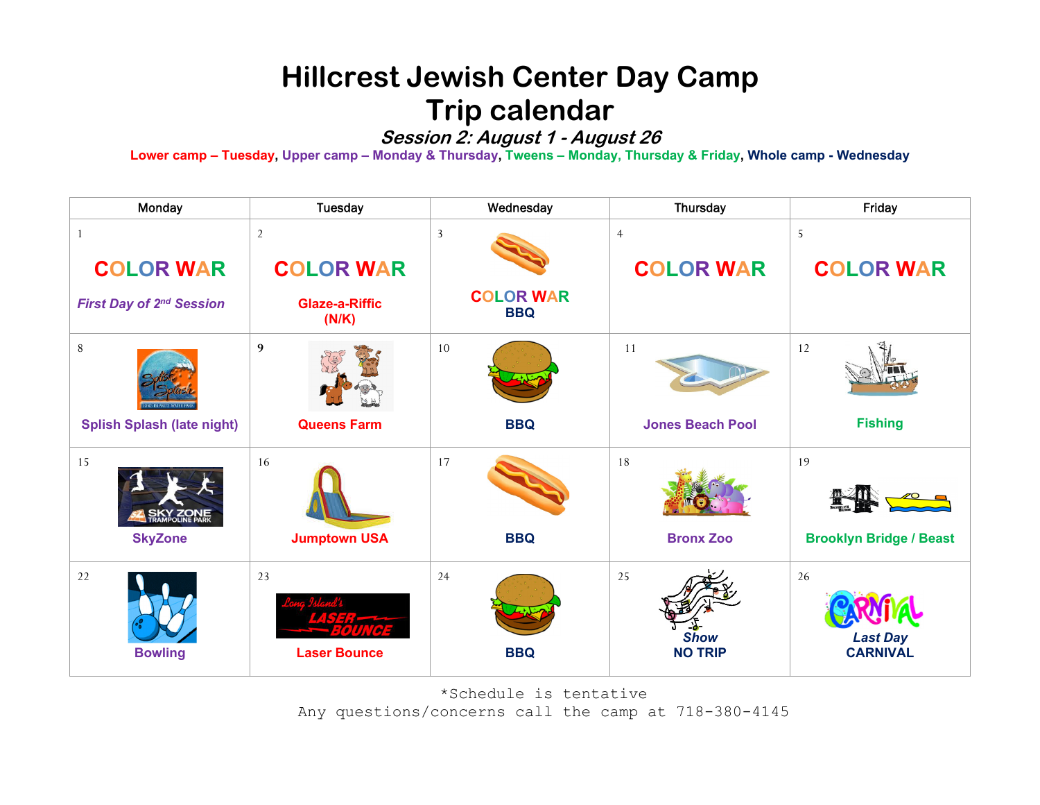# Hillcrest Jewish Center Day Camp
# Trip calendar

***Session 2: August 1 - August 26***

**Lower camp – Tuesday, Upper camp – Monday & Thursday, Tweens – Monday, Thursday & Friday, Whole camp - Wednesday**

| Monday | Tuesday | Wednesday | Thursday | Friday |
|---|---|---|---|---|
| 1<br>**COLOR WAR**<br>***First Day of 2nd Session*** | 2<br>**COLOR WAR**<br>**Glaze-a-Riffic (N/K)** | 3<br>**COLOR WAR**<br>**BBQ** | 4<br>**COLOR WAR** | 5<br>**COLOR WAR** |
| 8<br>**Splish Splash (late night)** | 9<br>**Queens Farm** | 10<br>**BBQ** | 11<br>**Jones Beach Pool** | 12<br>**Fishing** |
| 15<br>**SkyZone** | 16<br>**Jumptown USA** | 17<br>**BBQ** | 18<br>**Bronx Zoo** | 19<br>**Brooklyn Bridge / Beast** |
| 22<br>**Bowling** | 23<br>**Laser Bounce** | 24<br>**BBQ** | 25<br>***Show***<br>**NO TRIP** | 26<br>***Last Day***<br>**CARNIVAL** |

*Schedule is tentative

Any questions/concerns call the camp at 718-380-4145